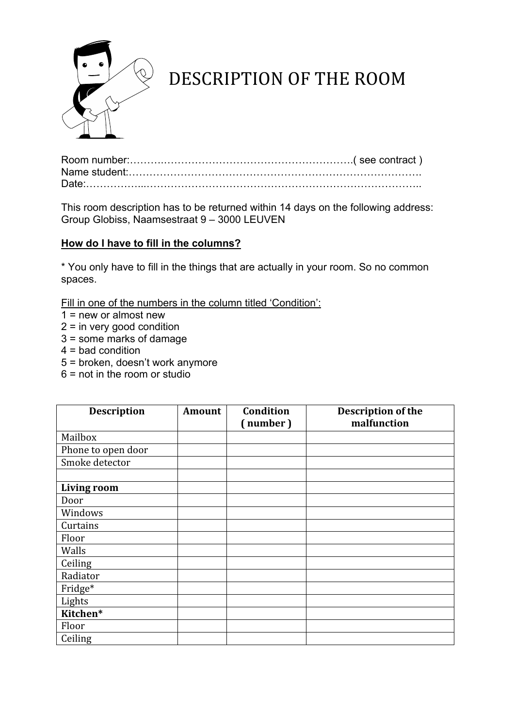# DESCRIPTION OF THE ROOM

Room number:……….…………………………………………………..( see contract )
Name student:……………………………………………………………………………
Date:……………...……………………………………………………………………..

This room description has to be returned within 14 days on the following address:
Group Globiss, Naamsestraat 9 – 3000 LEUVEN

**<u>How do I have to fill in the columns?</u>**

* You only have to fill in the things that are actually in your room. So no common spaces.

<u>Fill in one of the numbers in the column titled 'Condition':</u>

1 = new or almost new
2 = in very good condition
3 = some marks of damage
4 = bad condition
5 = broken, doesn't work anymore
6 = not in the room or studio

| Description | Amount | Condition ( number ) | Description of the malfunction |
|---|---|---|---|
| Mailbox | | | |
| Phone to open door | | | |
| Smoke detector | | | |
| | | | |
| **Living room** | | | |
| Door | | | |
| Windows | | | |
| Curtains | | | |
| Floor | | | |
| Walls | | | |
| Ceiling | | | |
| Radiator | | | |
| Fridge* | | | |
| Lights | | | |
| **Kitchen*** | | | |
| Floor | | | |
| Ceiling | | | |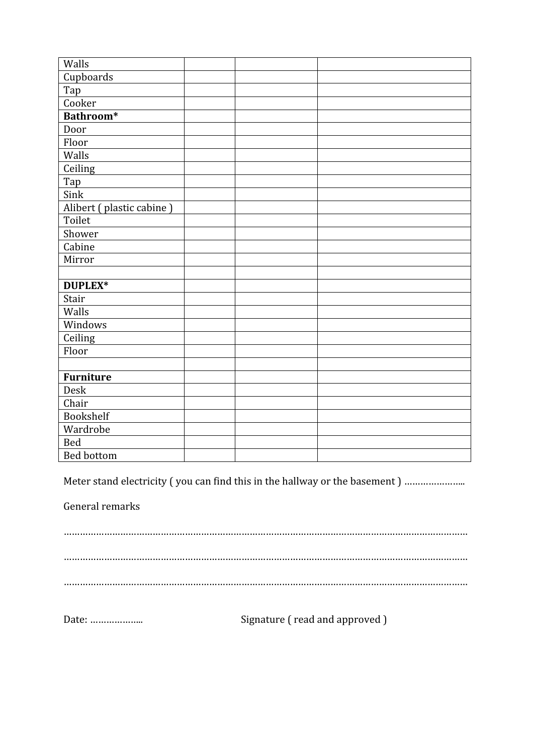| | | | |
|---|---|---|---|
| Walls | | | |
| Cupboards | | | |
| Tap | | | |
| Cooker | | | |
| **Bathroom*** | | | |
| Door | | | |
| Floor | | | |
| Walls | | | |
| Ceiling | | | |
| Tap | | | |
| Sink | | | |
| Alibert ( plastic cabine ) | | | |
| Toilet | | | |
| Shower | | | |
| Cabine | | | |
| Mirror | | | |
| | | | |
| **DUPLEX*** | | | |
| Stair | | | |
| Walls | | | |
| Windows | | | |
| Ceiling | | | |
| Floor | | | |
| | | | |
| **Furniture** | | | |
| Desk | | | |
| Chair | | | |
| Bookshelf | | | |
| Wardrobe | | | |
| Bed | | | |
| Bed bottom | | | |

Meter stand electricity ( you can find this in the hallway or the basement ) …………………..

General remarks

………………………………………………………………………………………………………………………………………

………………………………………………………………………………………………………………………………………

………………………………………………………………………………………………………………………………………

Date: ………………..

Signature ( read and approved )